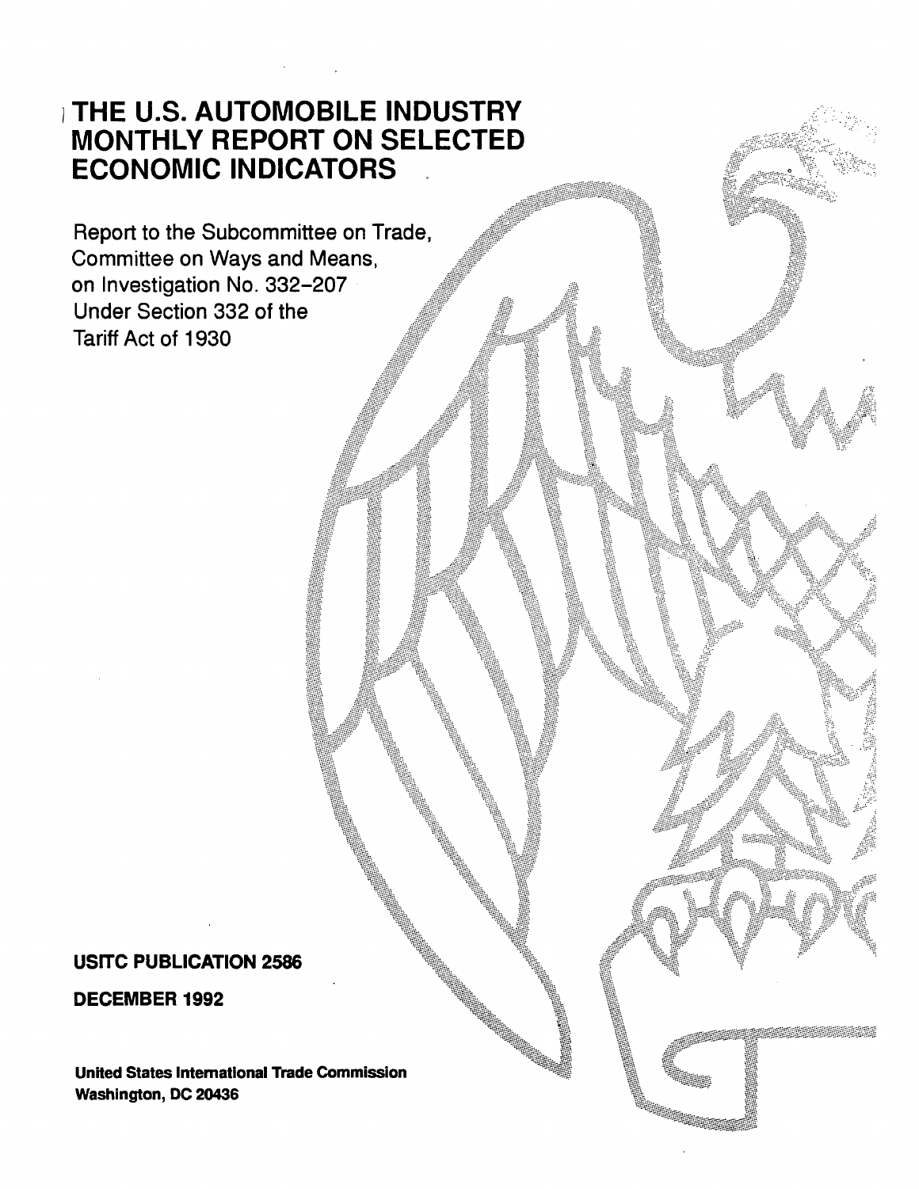# THE U.S. AUTOMOBILE INDUSTRY MONTHLY REPORT ON SELECTED ECONOMIC INDICATORS

Report to the Subcommittee on Trade,
Committee on Ways and Means,
on Investigation No. 332-207
Under Section 332 of the
Tariff Act of 1930

**USITC PUBLICATION 2586**

**DECEMBER 1992**

**United States International Trade Commission**
**Washington, DC 20436**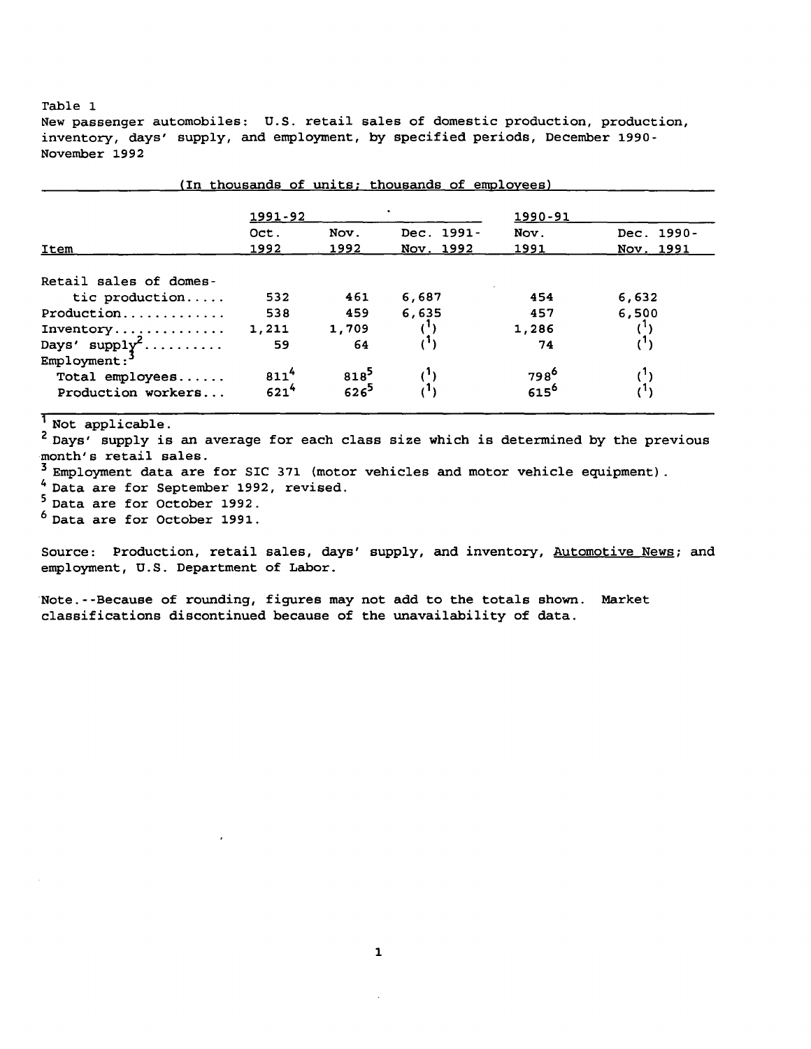Table 1

New passenger automobiles: U.S. retail sales of domestic production, production, inventory, days' supply, and employment, by specified periods, December 1990-November 1992

(In thousands of units; thousands of employees)

| Item | 1991-92 | | | 1990-91 | |
|---|---|---|---|---|---|
| | Oct. 1992 | Nov. 1992 | Dec. 1991-Nov. 1992 | Nov. 1991 | Dec. 1990-Nov. 1991 |
| Retail sales of domestic production..... | 532 | 461 | 6,687 | 454 | 6,632 |
| Production............. | 538 | 459 | 6,635 | 457 | 6,500 |
| Inventory.............. | 1,211 | 1,709 | ([1]) | 1,286 | ([1]) |
| Days' supply[2].......... | 59 | 64 | ([1]) | 74 | ([1]) |
| Employment:[3] | | | | | |
| Total employees...... | 811[4] | 818[5] | ([1]) | 798[6] | ([1]) |
| Production workers... | 621[4] | 626[5] | ([1]) | 615[6] | ([1]) |

[1] Not applicable.

[2] Days' supply is an average for each class size which is determined by the previous month's retail sales.

[3] Employment data are for SIC 371 (motor vehicles and motor vehicle equipment).

[4] Data are for September 1992, revised.

[5] Data are for October 1992.

[6] Data are for October 1991.

Source: Production, retail sales, days' supply, and inventory, Automotive News; and employment, U.S. Department of Labor.

Note.--Because of rounding, figures may not add to the totals shown. Market classifications discontinued because of the unavailability of data.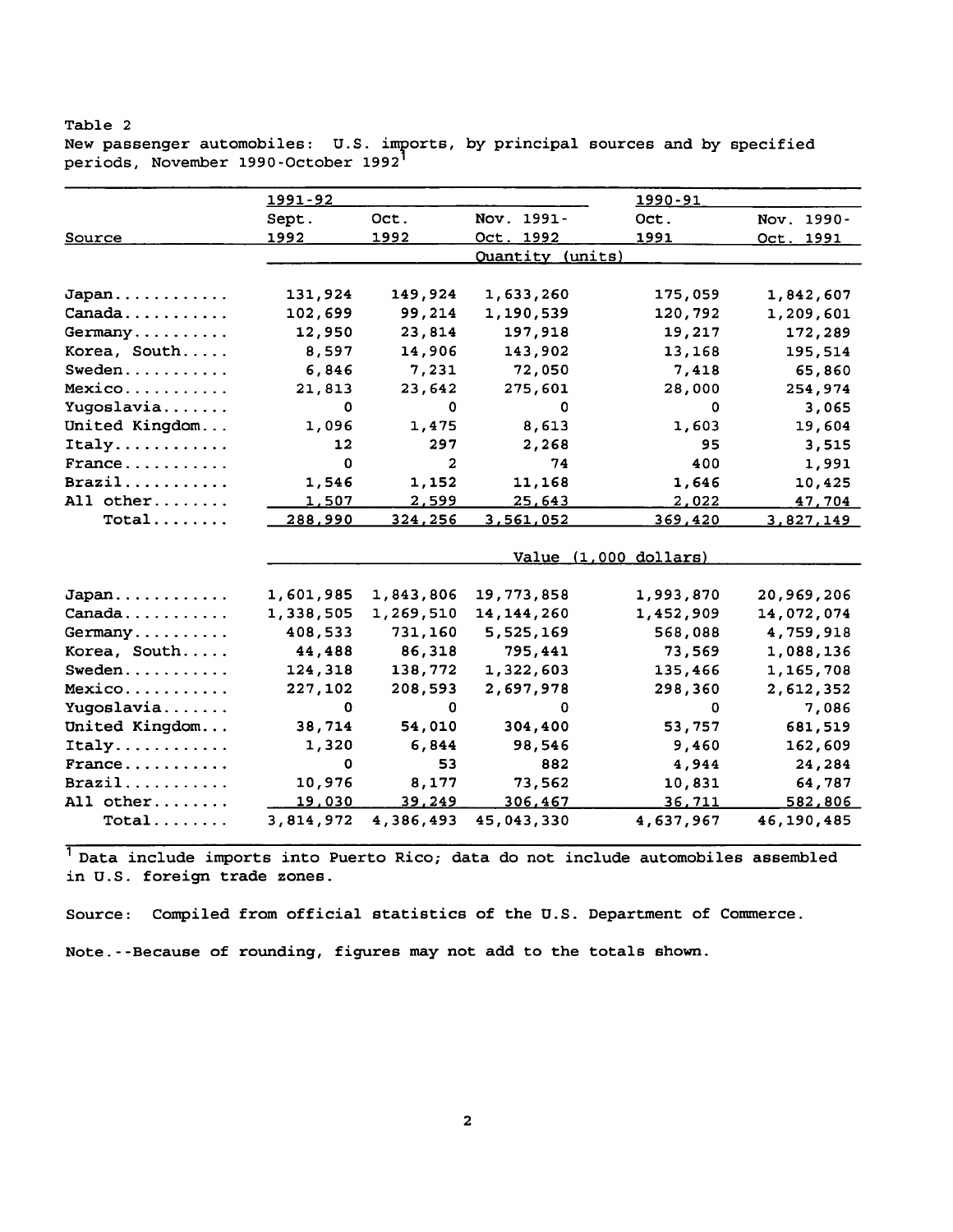Table 2

New passenger automobiles: U.S. imports, by principal sources and by specified periods, November 1990-October 1992[1]

| Source | 1991-92 | | | 1990-91 | |
|---|---|---|---|---|---|
| | Sept. 1992 | Oct. 1992 | Nov. 1991-Oct. 1992 | Oct. 1991 | Nov. 1990-Oct. 1991 |
| | Quantity (units) | | | | |
| Japan | 131,924 | 149,924 | 1,633,260 | 175,059 | 1,842,607 |
| Canada | 102,699 | 99,214 | 1,190,539 | 120,792 | 1,209,601 |
| Germany | 12,950 | 23,814 | 197,918 | 19,217 | 172,289 |
| Korea, South | 8,597 | 14,906 | 143,902 | 13,168 | 195,514 |
| Sweden | 6,846 | 7,231 | 72,050 | 7,418 | 65,860 |
| Mexico | 21,813 | 23,642 | 275,601 | 28,000 | 254,974 |
| Yugoslavia | 0 | 0 | 0 | 0 | 3,065 |
| United Kingdom | 1,096 | 1,475 | 8,613 | 1,603 | 19,604 |
| Italy | 12 | 297 | 2,268 | 95 | 3,515 |
| France | 0 | 2 | 74 | 400 | 1,991 |
| Brazil | 1,546 | 1,152 | 11,168 | 1,646 | 10,425 |
| All other | 1,507 | 2,599 | 25,643 | 2,022 | 47,704 |
| Total | 288,990 | 324,256 | 3,561,052 | 369,420 | 3,827,149 |
| | Value (1,000 dollars) | | | | |
| Japan | 1,601,985 | 1,843,806 | 19,773,858 | 1,993,870 | 20,969,206 |
| Canada | 1,338,505 | 1,269,510 | 14,144,260 | 1,452,909 | 14,072,074 |
| Germany | 408,533 | 731,160 | 5,525,169 | 568,088 | 4,759,918 |
| Korea, South | 44,488 | 86,318 | 795,441 | 73,569 | 1,088,136 |
| Sweden | 124,318 | 138,772 | 1,322,603 | 135,466 | 1,165,708 |
| Mexico | 227,102 | 208,593 | 2,697,978 | 298,360 | 2,612,352 |
| Yugoslavia | 0 | 0 | 0 | 0 | 7,086 |
| United Kingdom | 38,714 | 54,010 | 304,400 | 53,757 | 681,519 |
| Italy | 1,320 | 6,844 | 98,546 | 9,460 | 162,609 |
| France | 0 | 53 | 882 | 4,944 | 24,284 |
| Brazil | 10,976 | 8,177 | 73,562 | 10,831 | 64,787 |
| All other | 19,030 | 39,249 | 306,467 | 36,711 | 582,806 |
| Total | 3,814,972 | 4,386,493 | 45,043,330 | 4,637,967 | 46,190,485 |

[1] Data include imports into Puerto Rico; data do not include automobiles assembled in U.S. foreign trade zones.

Source: Compiled from official statistics of the U.S. Department of Commerce.

Note.--Because of rounding, figures may not add to the totals shown.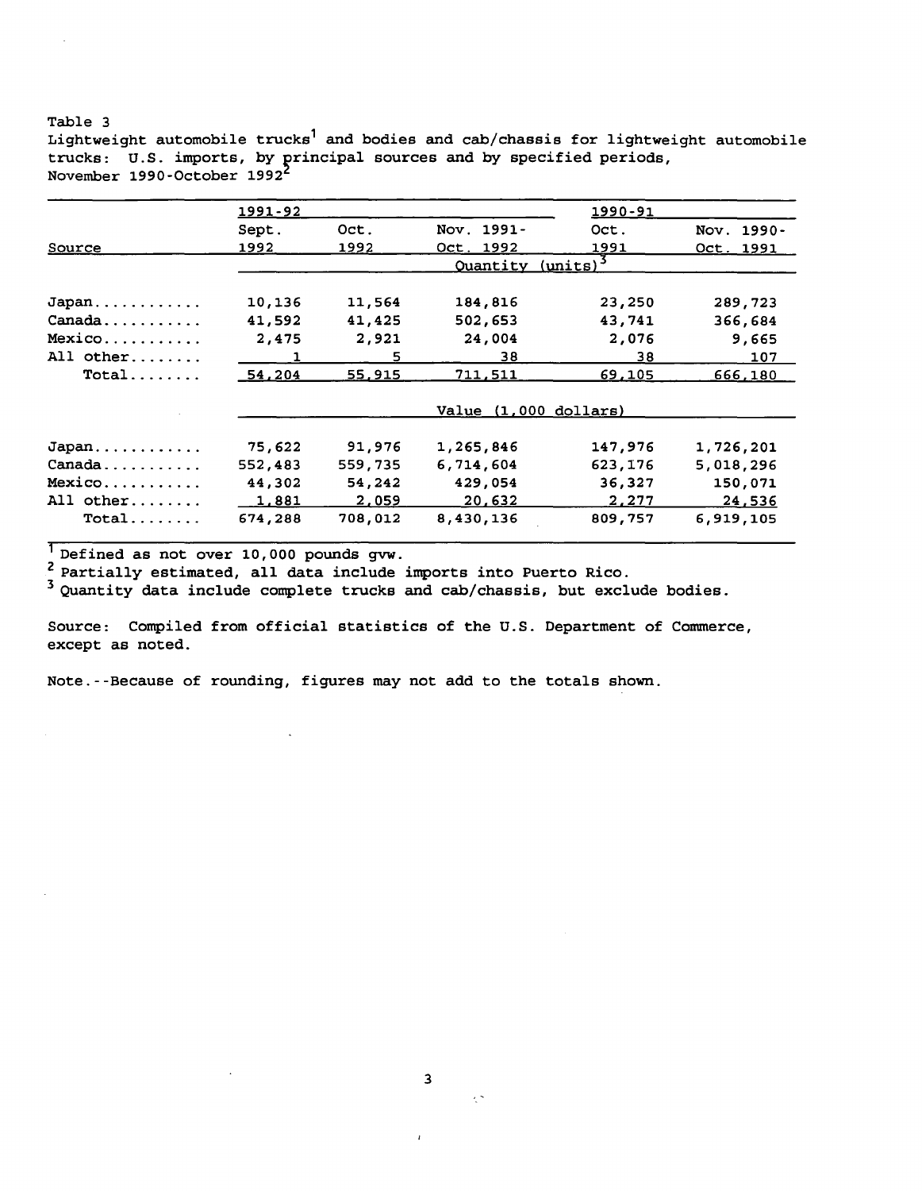Table 3
Lightweight automobile trucks[1] and bodies and cab/chassis for lightweight automobile trucks: U.S. imports, by principal sources and by specified periods, November 1990-October 1992[2]

| | 1991-92 | | | 1990-91 | |
|---|---|---|---|---|---|
| Source | Sept. 1992 | Oct. 1992 | Nov. 1991-Oct. 1992 | Oct. 1991 | Nov. 1990-Oct. 1991 |
| | Quantity (units)[3] | | | | |
| Japan | 10,136 | 11,564 | 184,816 | 23,250 | 289,723 |
| Canada | 41,592 | 41,425 | 502,653 | 43,741 | 366,684 |
| Mexico | 2,475 | 2,921 | 24,004 | 2,076 | 9,665 |
| All other | 1 | 5 | 38 | 38 | 107 |
| Total | 54,204 | 55,915 | 711,511 | 69,105 | 666,180 |
| | Value (1,000 dollars) | | | | |
| Japan | 75,622 | 91,976 | 1,265,846 | 147,976 | 1,726,201 |
| Canada | 552,483 | 559,735 | 6,714,604 | 623,176 | 5,018,296 |
| Mexico | 44,302 | 54,242 | 429,054 | 36,327 | 150,071 |
| All other | 1,881 | 2,059 | 20,632 | 2,277 | 24,536 |
| Total | 674,288 | 708,012 | 8,430,136 | 809,757 | 6,919,105 |

[1] Defined as not over 10,000 pounds gvw.
[2] Partially estimated, all data include imports into Puerto Rico.
[3] Quantity data include complete trucks and cab/chassis, but exclude bodies.

Source: Compiled from official statistics of the U.S. Department of Commerce, except as noted.

Note.--Because of rounding, figures may not add to the totals shown.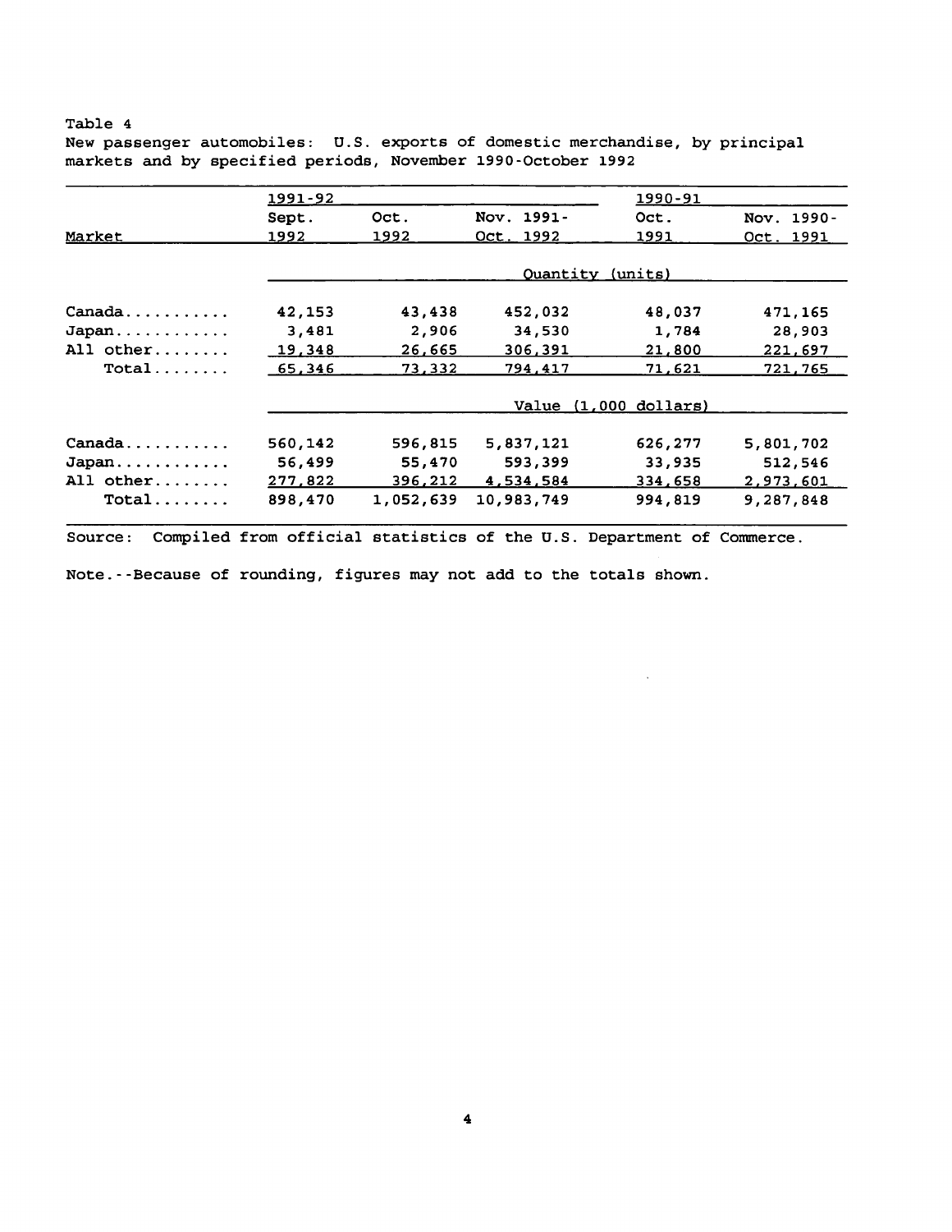Table 4
New passenger automobiles: U.S. exports of domestic merchandise, by principal markets and by specified periods, November 1990-October 1992

| Market | 1991-92 | | | 1990-91 | |
|---|---|---|---|---|---|
| | Sept. 1992 | Oct. 1992 | Nov. 1991-Oct. 1992 | Oct. 1991 | Nov. 1990-Oct. 1991 |
| | Quantity (units) | | | | |
| Canada | 42,153 | 43,438 | 452,032 | 48,037 | 471,165 |
| Japan | 3,481 | 2,906 | 34,530 | 1,784 | 28,903 |
| All other | 19,348 | 26,665 | 306,391 | 21,800 | 221,697 |
| Total | 65,346 | 73,332 | 794,417 | 71,621 | 721,765 |
| | Value (1,000 dollars) | | | | |
| Canada | 560,142 | 596,815 | 5,837,121 | 626,277 | 5,801,702 |
| Japan | 56,499 | 55,470 | 593,399 | 33,935 | 512,546 |
| All other | 277,822 | 396,212 | 4,534,584 | 334,658 | 2,973,601 |
| Total | 898,470 | 1,052,639 | 10,983,749 | 994,819 | 9,287,848 |

Source: Compiled from official statistics of the U.S. Department of Commerce.

Note.--Because of rounding, figures may not add to the totals shown.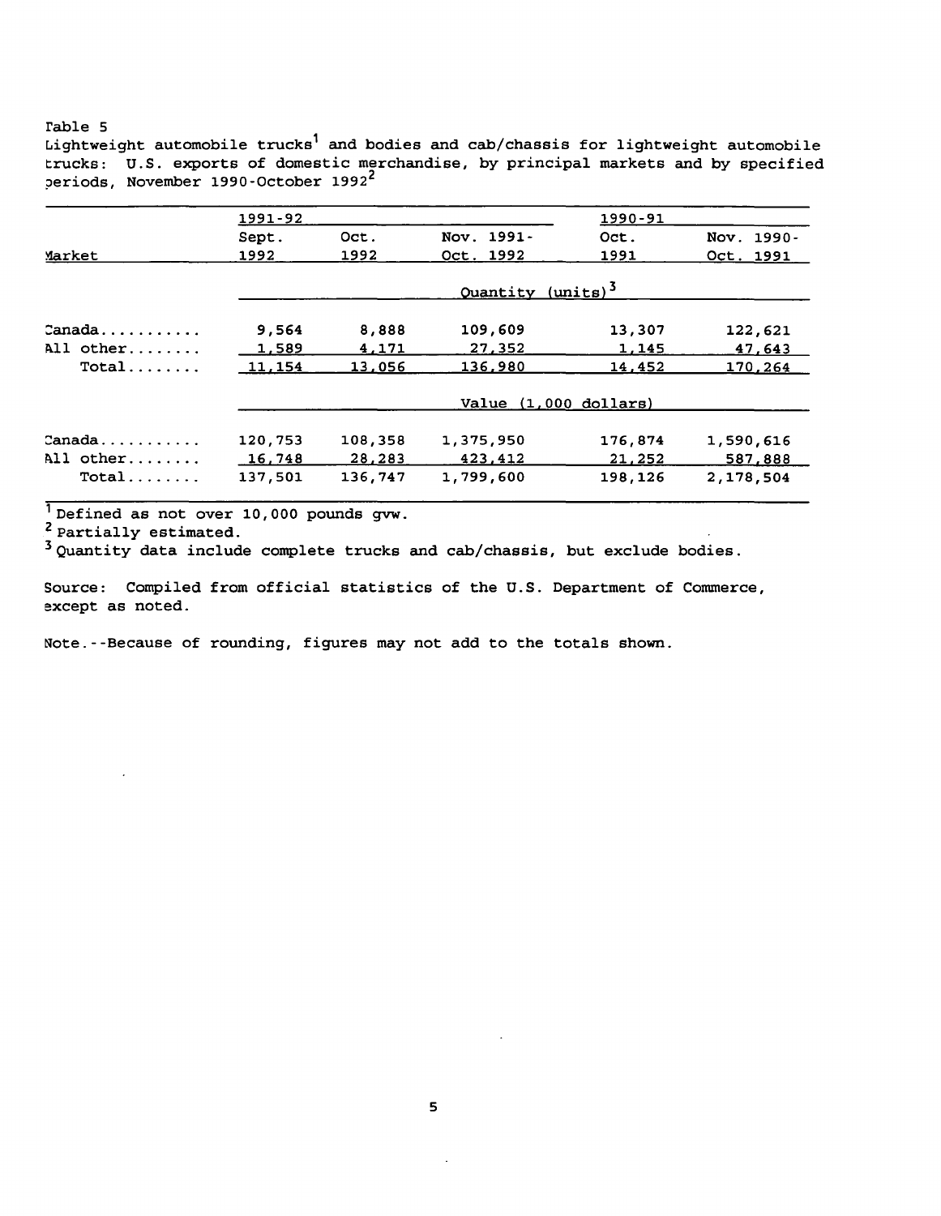Table 5
Lightweight automobile trucks[1] and bodies and cab/chassis for lightweight automobile trucks: U.S. exports of domestic merchandise, by principal markets and by specified periods, November 1990-October 1992[2]

| Market | 1991-92 | | | 1990-91 | |
|---|---|---|---|---|---|
| | Sept. 1992 | Oct. 1992 | Nov. 1991-Oct. 1992 | Oct. 1991 | Nov. 1990-Oct. 1991 |
| | Quantity (units)[3] | | | | |
| Canada........... | 9,564 | 8,888 | 109,609 | 13,307 | 122,621 |
| All other........ | 1,589 | 4,171 | 27,352 | 1,145 | 47,643 |
| Total........ | 11,154 | 13,056 | 136,980 | 14,452 | 170,264 |
| | Value (1,000 dollars) | | | | |
| Canada........... | 120,753 | 108,358 | 1,375,950 | 176,874 | 1,590,616 |
| All other........ | 16,748 | 28,283 | 423,412 | 21,252 | 587,888 |
| Total........ | 137,501 | 136,747 | 1,799,600 | 198,126 | 2,178,504 |

[1] Defined as not over 10,000 pounds gvw.
[2] Partially estimated.
[3] Quantity data include complete trucks and cab/chassis, but exclude bodies.

Source: Compiled from official statistics of the U.S. Department of Commerce, except as noted.

Note.--Because of rounding, figures may not add to the totals shown.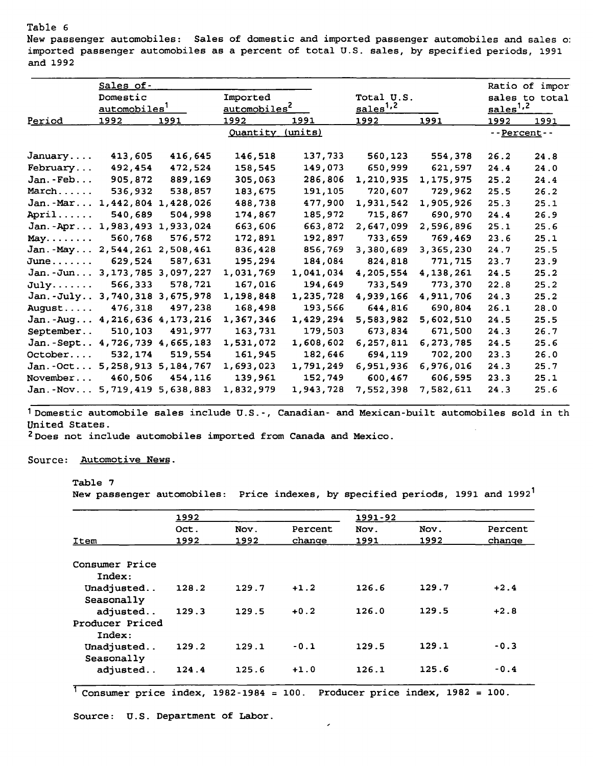Table 6

New passenger automobiles: Sales of domestic and imported passenger automobiles and sales of imported passenger automobiles as a percent of total U.S. sales, by specified periods, 1991 and 1992

| Period | Sales of- Domestic automobiles[1] | | Imported automobiles[2] | | Total U.S. sales[1,2] | | Ratio of import sales to total sales[1,2] | |
|---|---|---|---|---|---|---|---|---|
| | 1992 | 1991 | 1992 | 1991 | 1992 | 1991 | 1992 | 1991 |
| | Quantity (units) | | | | | | --Percent-- | |
| January.... | 413,605 | 416,645 | 146,518 | 137,733 | 560,123 | 554,378 | 26.2 | 24.8 |
| February... | 492,454 | 472,524 | 158,545 | 149,073 | 650,999 | 621,597 | 24.4 | 24.0 |
| Jan.-Feb... | 905,872 | 889,169 | 305,063 | 286,806 | 1,210,935 | 1,175,975 | 25.2 | 24.4 |
| March...... | 536,932 | 538,857 | 183,675 | 191,105 | 720,607 | 729,962 | 25.5 | 26.2 |
| Jan.-Mar... | 1,442,804 | 1,428,026 | 488,738 | 477,900 | 1,931,542 | 1,905,926 | 25.3 | 25.1 |
| April...... | 540,689 | 504,998 | 174,867 | 185,972 | 715,867 | 690,970 | 24.4 | 26.9 |
| Jan.-Apr... | 1,983,493 | 1,933,024 | 663,606 | 663,872 | 2,647,099 | 2,596,896 | 25.1 | 25.6 |
| May........ | 560,768 | 576,572 | 172,891 | 192,897 | 733,659 | 769,469 | 23.6 | 25.1 |
| Jan.-May... | 2,544,261 | 2,508,461 | 836,428 | 856,769 | 3,380,689 | 3,365,230 | 24.7 | 25.5 |
| June....... | 629,524 | 587,631 | 195,294 | 184,084 | 824,818 | 771,715 | 23.7 | 23.9 |
| Jan.-Jun... | 3,173,785 | 3,097,227 | 1,031,769 | 1,041,034 | 4,205,554 | 4,138,261 | 24.5 | 25.2 |
| July....... | 566,333 | 578,721 | 167,016 | 194,649 | 733,549 | 773,370 | 22.8 | 25.2 |
| Jan.-July.. | 3,740,318 | 3,675,978 | 1,198,848 | 1,235,728 | 4,939,166 | 4,911,706 | 24.3 | 25.2 |
| August..... | 476,318 | 497,238 | 168,498 | 193,566 | 644,816 | 690,804 | 26.1 | 28.0 |
| Jan.-Aug... | 4,216,636 | 4,173,216 | 1,367,346 | 1,429,294 | 5,583,982 | 5,602,510 | 24.5 | 25.5 |
| September.. | 510,103 | 491,977 | 163,731 | 179,503 | 673,834 | 671,500 | 24.3 | 26.7 |
| Jan.-Sept.. | 4,726,739 | 4,665,183 | 1,531,072 | 1,608,602 | 6,257,811 | 6,273,785 | 24.5 | 25.6 |
| October.... | 532,174 | 519,554 | 161,945 | 182,646 | 694,119 | 702,200 | 23.3 | 26.0 |
| Jan.-Oct... | 5,258,913 | 5,184,767 | 1,693,023 | 1,791,249 | 6,951,936 | 6,976,016 | 24.3 | 25.7 |
| November... | 460,506 | 454,116 | 139,961 | 152,749 | 600,467 | 606,595 | 23.3 | 25.1 |
| Jan.-Nov... | 5,719,419 | 5,638,883 | 1,832,979 | 1,943,728 | 7,552,398 | 7,582,611 | 24.3 | 25.6 |

[1] Domestic automobile sales include U.S.-, Canadian- and Mexican-built automobiles sold in the United States.
[2] Does not include automobiles imported from Canada and Mexico.

Source: Automotive News.

Table 7

New passenger automobiles: Price indexes, by specified periods, 1991 and 1992[1]

| Item | 1992 | | | 1991-92 | | |
|---|---|---|---|---|---|---|
| | Oct. 1992 | Nov. 1992 | Percent change | Nov. 1991 | Nov. 1992 | Percent change |
| Consumer Price Index: | | | | | | |
| Unadjusted.. | 128.2 | 129.7 | +1.2 | 126.6 | 129.7 | +2.4 |
| Seasonally adjusted.. | 129.3 | 129.5 | +0.2 | 126.0 | 129.5 | +2.8 |
| Producer Priced Index: | | | | | | |
| Unadjusted.. | 129.2 | 129.1 | -0.1 | 129.5 | 129.1 | -0.3 |
| Seasonally adjusted.. | 124.4 | 125.6 | +1.0 | 126.1 | 125.6 | -0.4 |

[1] Consumer price index, 1982-1984 = 100. Producer price index, 1982 = 100.

Source: U.S. Department of Labor.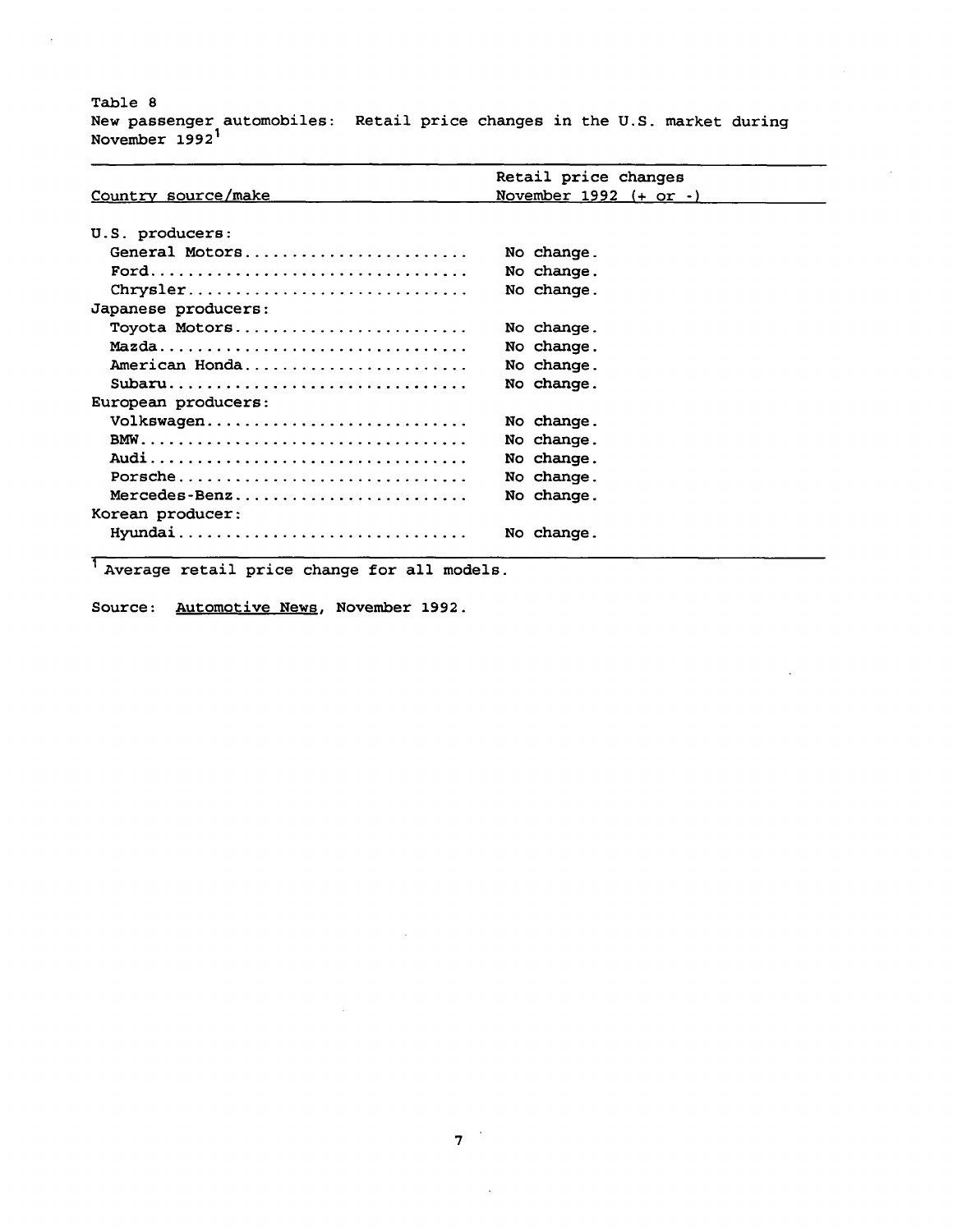Table 8
New passenger automobiles: Retail price changes in the U.S. market during November 1992[1]

| Country source/make | Retail price changes November 1992 (+ or -) |
|---|---|
| U.S. producers: | |
| General Motors | No change. |
| Ford | No change. |
| Chrysler | No change. |
| Japanese producers: | |
| Toyota Motors | No change. |
| Mazda | No change. |
| American Honda | No change. |
| Subaru | No change. |
| European producers: | |
| Volkswagen | No change. |
| BMW | No change. |
| Audi | No change. |
| Porsche | No change. |
| Mercedes-Benz | No change. |
| Korean producer: | |
| Hyundai | No change. |

[1] Average retail price change for all models.

Source: Automotive News, November 1992.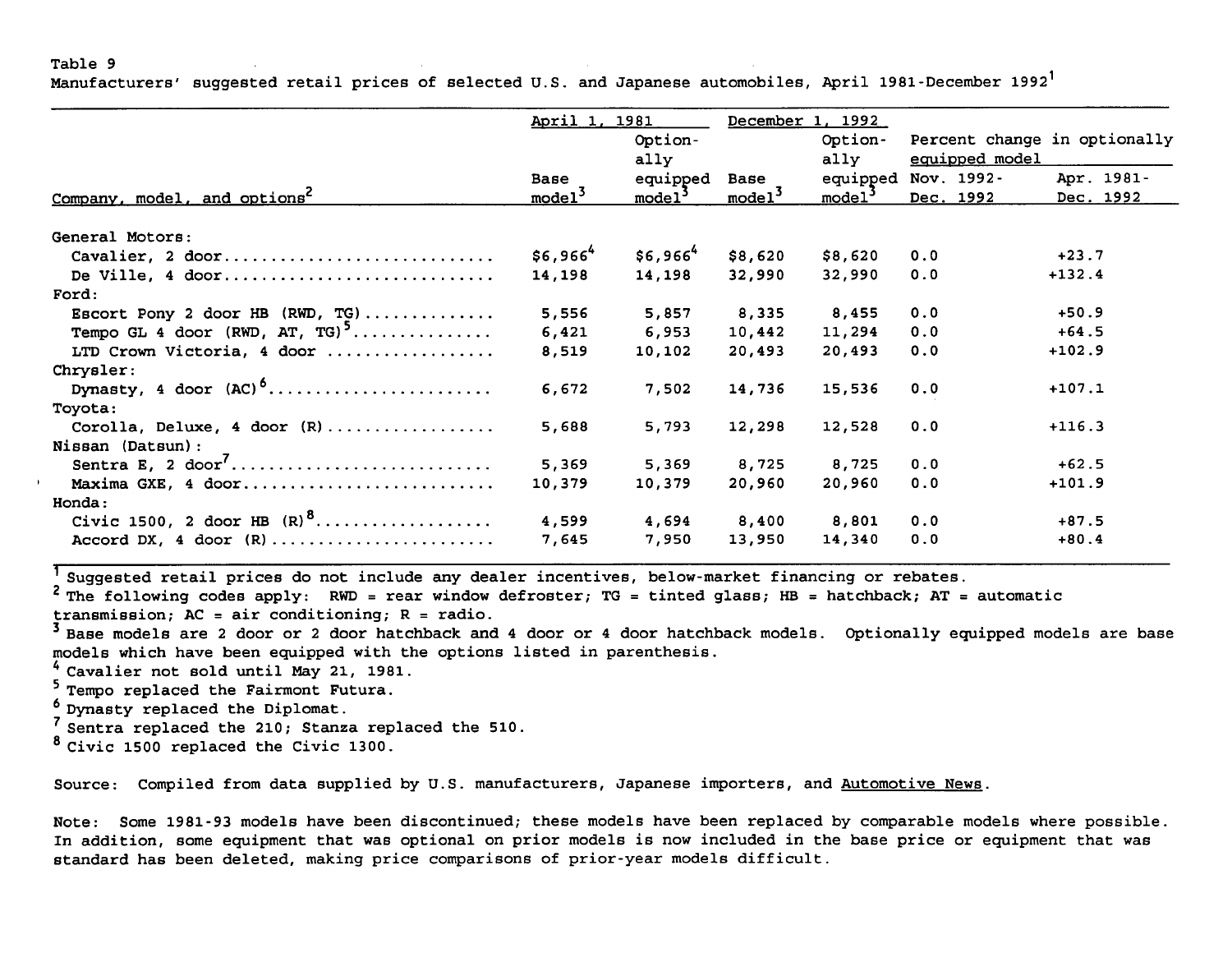Table 9

Manufacturers' suggested retail prices of selected U.S. and Japanese automobiles, April 1981-December 1992[1]

| Company, model, and options[2] | April 1, 1981 | | December 1, 1992 | | Percent change in optionally equipped model | |
|---|---|---|---|---|---|---|
| | Base model[3] | Optionally equipped model[3] | Base model[3] | Optionally equipped model[3] | Nov. 1992-Dec. 1992 | Apr. 1981-Dec. 1992 |
| General Motors: | | | | | | |
| Cavalier, 2 door | $6,966[4] | $6,966[4] | $8,620 | $8,620 | 0.0 | +23.7 |
| De Ville, 4 door | 14,198 | 14,198 | 32,990 | 32,990 | 0.0 | +132.4 |
| Ford: | | | | | | |
| Escort Pony 2 door HB (RWD, TG) | 5,556 | 5,857 | 8,335 | 8,455 | 0.0 | +50.9 |
| Tempo GL 4 door (RWD, AT, TG)[5] | 6,421 | 6,953 | 10,442 | 11,294 | 0.0 | +64.5 |
| LTD Crown Victoria, 4 door | 8,519 | 10,102 | 20,493 | 20,493 | 0.0 | +102.9 |
| Chrysler: | | | | | | |
| Dynasty, 4 door (AC)[6] | 6,672 | 7,502 | 14,736 | 15,536 | 0.0 | +107.1 |
| Toyota: | | | | | | |
| Corolla, Deluxe, 4 door (R) | 5,688 | 5,793 | 12,298 | 12,528 | 0.0 | +116.3 |
| Nissan (Datsun): | | | | | | |
| Sentra E, 2 door[7] | 5,369 | 5,369 | 8,725 | 8,725 | 0.0 | +62.5 |
| Maxima GXE, 4 door | 10,379 | 10,379 | 20,960 | 20,960 | 0.0 | +101.9 |
| Honda: | | | | | | |
| Civic 1500, 2 door HB (R)[8] | 4,599 | 4,694 | 8,400 | 8,801 | 0.0 | +87.5 |
| Accord DX, 4 door (R) | 7,645 | 7,950 | 13,950 | 14,340 | 0.0 | +80.4 |

[1] Suggested retail prices do not include any dealer incentives, below-market financing or rebates.

[2] The following codes apply: RWD = rear window defroster; TG = tinted glass; HB = hatchback; AT = automatic transmission; AC = air conditioning; R = radio.

[3] Base models are 2 door or 2 door hatchback and 4 door or 4 door hatchback models. Optionally equipped models are base models which have been equipped with the options listed in parenthesis.

[4] Cavalier not sold until May 21, 1981.

[5] Tempo replaced the Fairmont Futura.

[6] Dynasty replaced the Diplomat.

[7] Sentra replaced the 210; Stanza replaced the 510.

[8] Civic 1500 replaced the Civic 1300.

Source: Compiled from data supplied by U.S. manufacturers, Japanese importers, and Automotive News.

Note: Some 1981-93 models have been discontinued; these models have been replaced by comparable models where possible. In addition, some equipment that was optional on prior models is now included in the base price or equipment that was standard has been deleted, making price comparisons of prior-year models difficult.